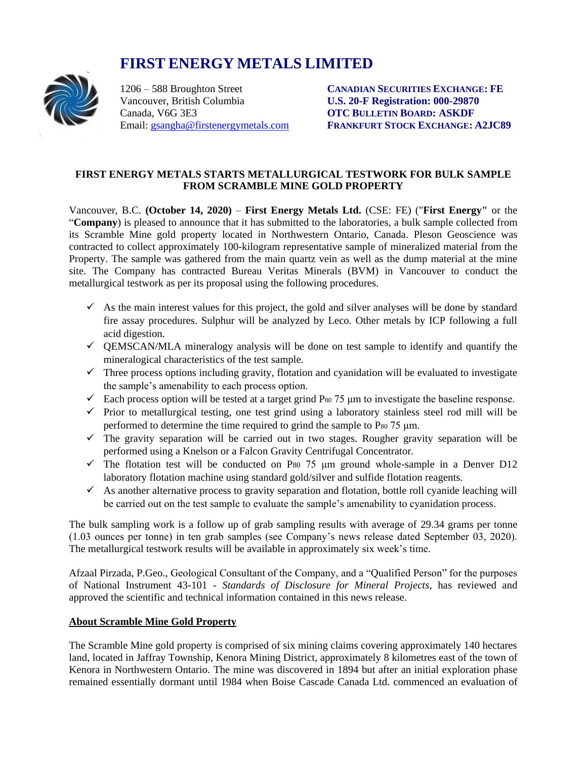# FIRST ENERGY METALS LIMITED

1206 – 588 Broughton Street
Vancouver, British Columbia
Canada, V6G 3E3
Email: gsangha@firstenergymetals.com

**CANADIAN SECURITIES EXCHANGE: FE**
**U.S. 20-F Registration: 000-29870**
**OTC BULLETIN BOARD: ASKDF**
**FRANKFURT STOCK EXCHANGE: A2JC89**

## FIRST ENERGY METALS STARTS METALLURGICAL TESTWORK FOR BULK SAMPLE FROM SCRAMBLE MINE GOLD PROPERTY

Vancouver, B.C. **(October 14, 2020)** – **First Energy Metals Ltd.** (CSE: FE) ("**First Energy"** or the "**Company**) is pleased to announce that it has submitted to the laboratories, a bulk sample collected from its Scramble Mine gold property located in Northwestern Ontario, Canada. Pleson Geoscience was contracted to collect approximately 100-kilogram representative sample of mineralized material from the Property. The sample was gathered from the main quartz vein as well as the dump material at the mine site. The Company has contracted Bureau Veritas Minerals (BVM) in Vancouver to conduct the metallurgical testwork as per its proposal using the following procedures.

- ✓ As the main interest values for this project, the gold and silver analyses will be done by standard fire assay procedures. Sulphur will be analyzed by Leco. Other metals by ICP following a full acid digestion.
- ✓ QEMSCAN/MLA mineralogy analysis will be done on test sample to identify and quantify the mineralogical characteristics of the test sample.
- ✓ Three process options including gravity, flotation and cyanidation will be evaluated to investigate the sample's amenability to each process option.
- ✓ Each process option will be tested at a target grind $P_{80}$ 75 µm to investigate the baseline response.
- ✓ Prior to metallurgical testing, one test grind using a laboratory stainless steel rod mill will be performed to determine the time required to grind the sample to $P_{80}$ 75 µm.
- ✓ The gravity separation will be carried out in two stages. Rougher gravity separation will be performed using a Knelson or a Falcon Gravity Centrifugal Concentrator.
- ✓ The flotation test will be conducted on $P_{80}$ 75 µm ground whole-sample in a Denver D12 laboratory flotation machine using standard gold/silver and sulfide flotation reagents.
- ✓ As another alternative process to gravity separation and flotation, bottle roll cyanide leaching will be carried out on the test sample to evaluate the sample's amenability to cyanidation process.

The bulk sampling work is a follow up of grab sampling results with average of 29.34 grams per tonne (1.03 ounces per tonne) in ten grab samples (see Company's news release dated September 03, 2020). The metallurgical testwork results will be available in approximately six week's time.

Afzaal Pirzada, P.Geo., Geological Consultant of the Company, and a "Qualified Person" for the purposes of National Instrument 43-101 - *Standards of Disclosure for Mineral Projects*, has reviewed and approved the scientific and technical information contained in this news release.

### About Scramble Mine Gold Property

The Scramble Mine gold property is comprised of six mining claims covering approximately 140 hectares land, located in Jaffray Township, Kenora Mining District, approximately 8 kilometres east of the town of Kenora in Northwestern Ontario. The mine was discovered in 1894 but after an initial exploration phase remained essentially dormant until 1984 when Boise Cascade Canada Ltd. commenced an evaluation of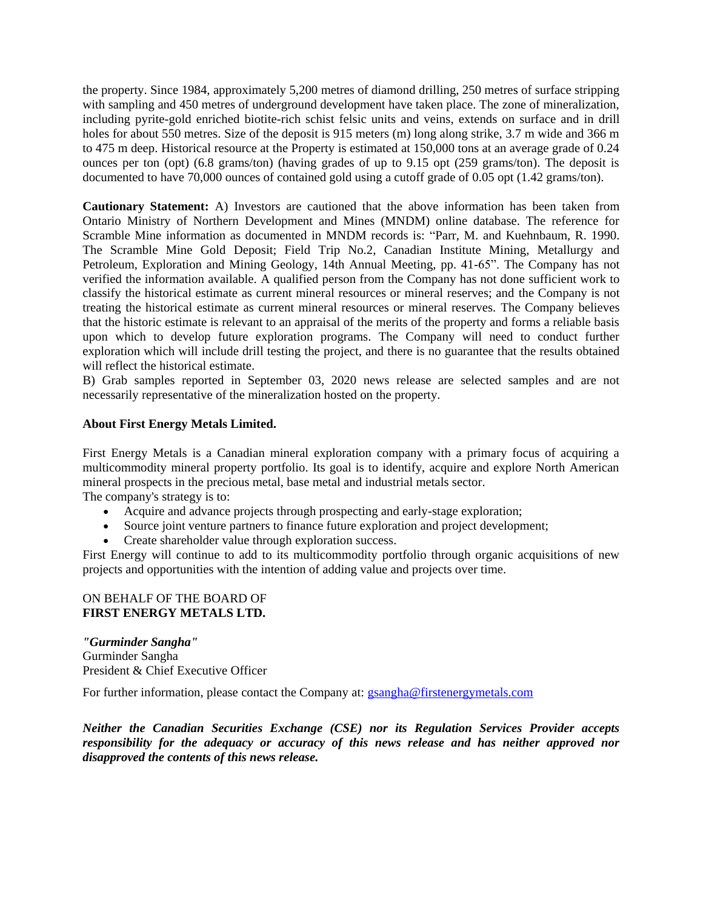the property. Since 1984, approximately 5,200 metres of diamond drilling, 250 metres of surface stripping with sampling and 450 metres of underground development have taken place. The zone of mineralization, including pyrite-gold enriched biotite-rich schist felsic units and veins, extends on surface and in drill holes for about 550 metres. Size of the deposit is 915 meters (m) long along strike, 3.7 m wide and 366 m to 475 m deep. Historical resource at the Property is estimated at 150,000 tons at an average grade of 0.24 ounces per ton (opt) (6.8 grams/ton) (having grades of up to 9.15 opt (259 grams/ton). The deposit is documented to have 70,000 ounces of contained gold using a cutoff grade of 0.05 opt (1.42 grams/ton).

**Cautionary Statement:** A) Investors are cautioned that the above information has been taken from Ontario Ministry of Northern Development and Mines (MNDM) online database. The reference for Scramble Mine information as documented in MNDM records is: "Parr, M. and Kuehnbaum, R. 1990. The Scramble Mine Gold Deposit; Field Trip No.2, Canadian Institute Mining, Metallurgy and Petroleum, Exploration and Mining Geology, 14th Annual Meeting, pp. 41-65". The Company has not verified the information available. A qualified person from the Company has not done sufficient work to classify the historical estimate as current mineral resources or mineral reserves; and the Company is not treating the historical estimate as current mineral resources or mineral reserves. The Company believes that the historic estimate is relevant to an appraisal of the merits of the property and forms a reliable basis upon which to develop future exploration programs. The Company will need to conduct further exploration which will include drill testing the project, and there is no guarantee that the results obtained will reflect the historical estimate.
B) Grab samples reported in September 03, 2020 news release are selected samples and are not necessarily representative of the mineralization hosted on the property.

**About First Energy Metals Limited.**

First Energy Metals is a Canadian mineral exploration company with a primary focus of acquiring a multicommodity mineral property portfolio. Its goal is to identify, acquire and explore North American mineral prospects in the precious metal, base metal and industrial metals sector.
The company's strategy is to:

- Acquire and advance projects through prospecting and early-stage exploration;
- Source joint venture partners to finance future exploration and project development;
- Create shareholder value through exploration success.

First Energy will continue to add to its multicommodity portfolio through organic acquisitions of new projects and opportunities with the intention of adding value and projects over time.

ON BEHALF OF THE BOARD OF
**FIRST ENERGY METALS LTD.**

***"Gurminder Sangha"***
Gurminder Sangha
President & Chief Executive Officer

For further information, please contact the Company at: gsangha@firstenergymetals.com

***Neither the Canadian Securities Exchange (CSE) nor its Regulation Services Provider accepts responsibility for the adequacy or accuracy of this news release and has neither approved nor disapproved the contents of this news release.***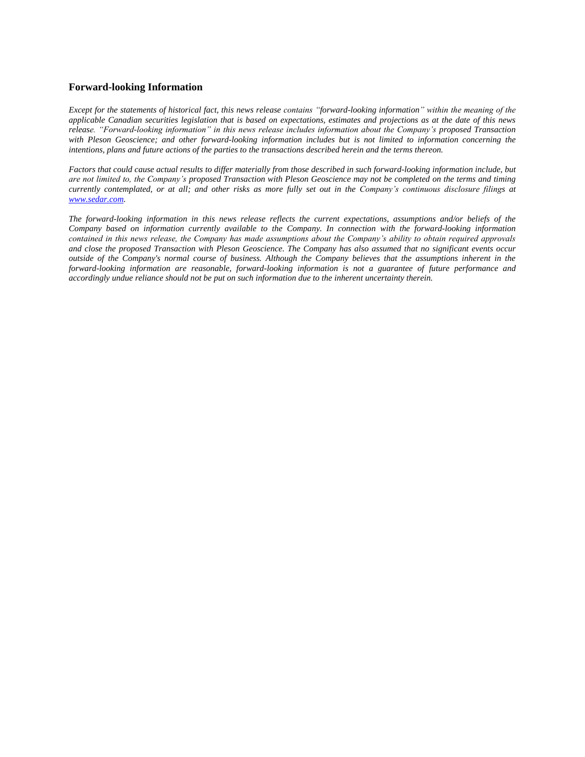## Forward-looking Information

*Except for the statements of historical fact, this news release contains "forward-looking information" within the meaning of the applicable Canadian securities legislation that is based on expectations, estimates and projections as at the date of this news release. "Forward-looking information" in this news release includes information about the Company's proposed Transaction with Pleson Geoscience; and other forward-looking information includes but is not limited to information concerning the intentions, plans and future actions of the parties to the transactions described herein and the terms thereon.*

*Factors that could cause actual results to differ materially from those described in such forward-looking information include, but are not limited to, the Company's proposed Transaction with Pleson Geoscience may not be completed on the terms and timing currently contemplated, or at all; and other risks as more fully set out in the Company's continuous disclosure filings at [www.sedar.com](http://www.sedar.com).*

*The forward-looking information in this news release reflects the current expectations, assumptions and/or beliefs of the Company based on information currently available to the Company. In connection with the forward-looking information contained in this news release, the Company has made assumptions about the Company's ability to obtain required approvals and close the proposed Transaction with Pleson Geoscience. The Company has also assumed that no significant events occur outside of the Company's normal course of business. Although the Company believes that the assumptions inherent in the forward-looking information are reasonable, forward-looking information is not a guarantee of future performance and accordingly undue reliance should not be put on such information due to the inherent uncertainty therein.*